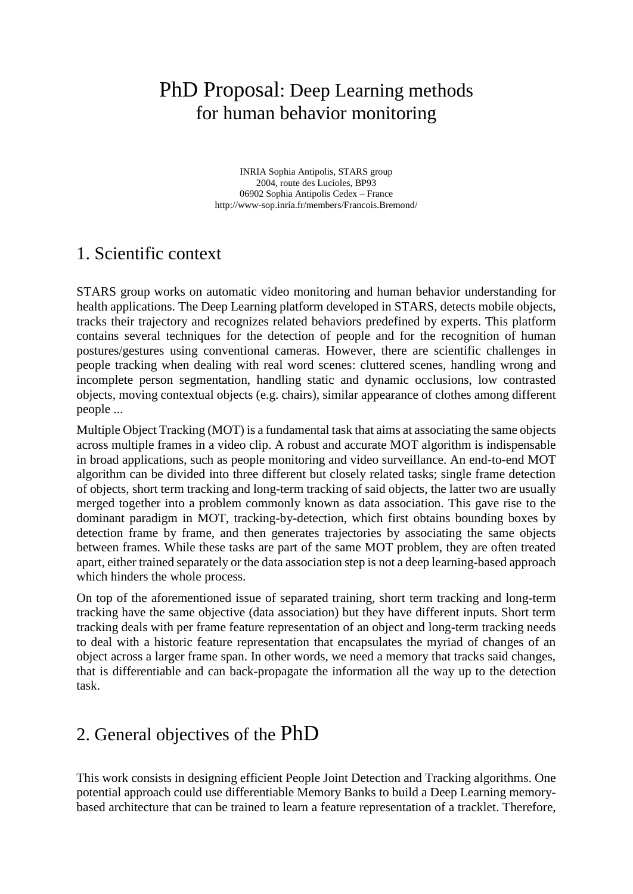# PhD Proposal: Deep Learning methods for human behavior monitoring

INRIA Sophia Antipolis, STARS group
2004, route des Lucioles, BP93
06902 Sophia Antipolis Cedex – France
http://www-sop.inria.fr/members/Francois.Bremond/

## 1. Scientific context

STARS group works on automatic video monitoring and human behavior understanding for health applications. The Deep Learning platform developed in STARS, detects mobile objects, tracks their trajectory and recognizes related behaviors predefined by experts. This platform contains several techniques for the detection of people and for the recognition of human postures/gestures using conventional cameras. However, there are scientific challenges in people tracking when dealing with real word scenes: cluttered scenes, handling wrong and incomplete person segmentation, handling static and dynamic occlusions, low contrasted objects, moving contextual objects (e.g. chairs), similar appearance of clothes among different people ...

Multiple Object Tracking (MOT) is a fundamental task that aims at associating the same objects across multiple frames in a video clip. A robust and accurate MOT algorithm is indispensable in broad applications, such as people monitoring and video surveillance. An end-to-end MOT algorithm can be divided into three different but closely related tasks; single frame detection of objects, short term tracking and long-term tracking of said objects, the latter two are usually merged together into a problem commonly known as data association. This gave rise to the dominant paradigm in MOT, tracking-by-detection, which first obtains bounding boxes by detection frame by frame, and then generates trajectories by associating the same objects between frames. While these tasks are part of the same MOT problem, they are often treated apart, either trained separately or the data association step is not a deep learning-based approach which hinders the whole process.

On top of the aforementioned issue of separated training, short term tracking and long-term tracking have the same objective (data association) but they have different inputs. Short term tracking deals with per frame feature representation of an object and long-term tracking needs to deal with a historic feature representation that encapsulates the myriad of changes of an object across a larger frame span. In other words, we need a memory that tracks said changes, that is differentiable and can back-propagate the information all the way up to the detection task.

## 2. General objectives of the PhD

This work consists in designing efficient People Joint Detection and Tracking algorithms. One potential approach could use differentiable Memory Banks to build a Deep Learning memory-based architecture that can be trained to learn a feature representation of a tracklet. Therefore,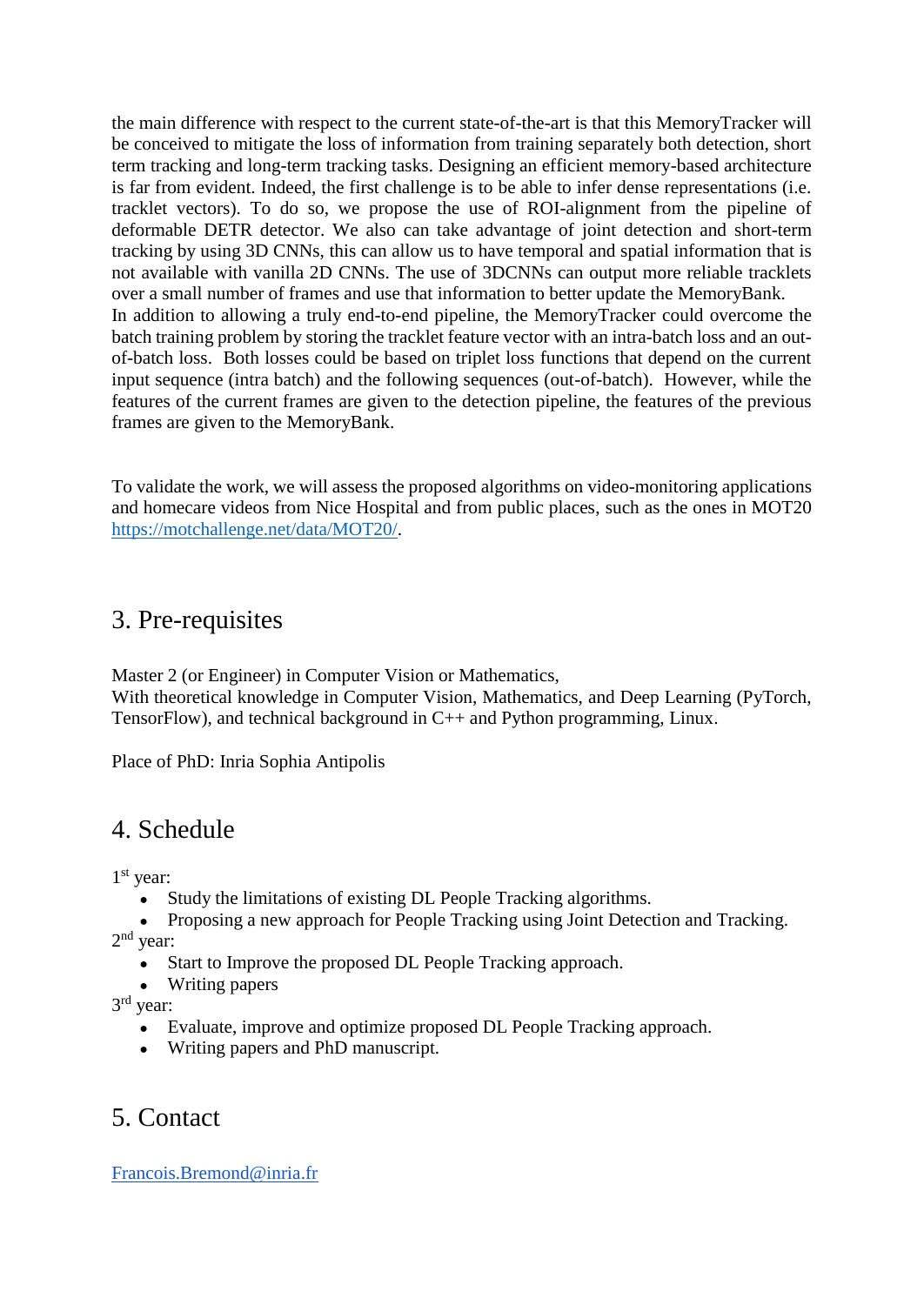the main difference with respect to the current state-of-the-art is that this MemoryTracker will be conceived to mitigate the loss of information from training separately both detection, short term tracking and long-term tracking tasks. Designing an efficient memory-based architecture is far from evident. Indeed, the first challenge is to be able to infer dense representations (i.e. tracklet vectors). To do so, we propose the use of ROI-alignment from the pipeline of deformable DETR detector. We also can take advantage of joint detection and short-term tracking by using 3D CNNs, this can allow us to have temporal and spatial information that is not available with vanilla 2D CNNs. The use of 3DCNNs can output more reliable tracklets over a small number of frames and use that information to better update the MemoryBank.
In addition to allowing a truly end-to-end pipeline, the MemoryTracker could overcome the batch training problem by storing the tracklet feature vector with an intra-batch loss and an out-of-batch loss. Both losses could be based on triplet loss functions that depend on the current input sequence (intra batch) and the following sequences (out-of-batch). However, while the features of the current frames are given to the detection pipeline, the features of the previous frames are given to the MemoryBank.

To validate the work, we will assess the proposed algorithms on video-monitoring applications and homecare videos from Nice Hospital and from public places, such as the ones in MOT20 [https://motchallenge.net/data/MOT20/](https://motchallenge.net/data/MOT20/).

## 3. Pre-requisites

Master 2 (or Engineer) in Computer Vision or Mathematics,
With theoretical knowledge in Computer Vision, Mathematics, and Deep Learning (PyTorch, TensorFlow), and technical background in C++ and Python programming, Linux.

Place of PhD: Inria Sophia Antipolis

## 4. Schedule

1st year:

- Study the limitations of existing DL People Tracking algorithms.
- Proposing a new approach for People Tracking using Joint Detection and Tracking.

2nd year:

- Start to Improve the proposed DL People Tracking approach.
- Writing papers

3rd year:

- Evaluate, improve and optimize proposed DL People Tracking approach.
- Writing papers and PhD manuscript.

## 5. Contact

[Francois.Bremond@inria.fr](mailto:Francois.Bremond@inria.fr)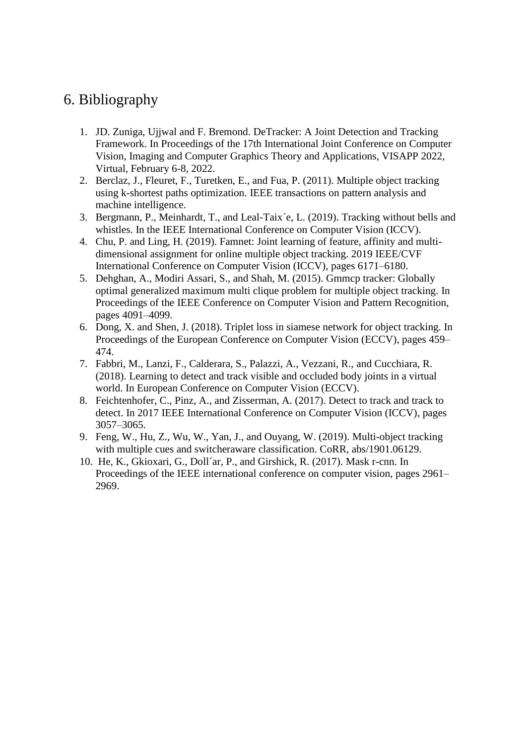# 6. Bibliography

1. JD. Zuniga, Ujjwal and F. Bremond. DeTracker: A Joint Detection and Tracking Framework. In Proceedings of the 17th International Joint Conference on Computer Vision, Imaging and Computer Graphics Theory and Applications, VISAPP 2022, Virtual, February 6-8, 2022.
2. Berclaz, J., Fleuret, F., Turetken, E., and Fua, P. (2011). Multiple object tracking using k-shortest paths optimization. IEEE transactions on pattern analysis and machine intelligence.
3. Bergmann, P., Meinhardt, T., and Leal-Taix´e, L. (2019). Tracking without bells and whistles. In the IEEE International Conference on Computer Vision (ICCV).
4. Chu, P. and Ling, H. (2019). Famnet: Joint learning of feature, affinity and multi-dimensional assignment for online multiple object tracking. 2019 IEEE/CVF International Conference on Computer Vision (ICCV), pages 6171–6180.
5. Dehghan, A., Modiri Assari, S., and Shah, M. (2015). Gmmcp tracker: Globally optimal generalized maximum multi clique problem for multiple object tracking. In Proceedings of the IEEE Conference on Computer Vision and Pattern Recognition, pages 4091–4099.
6. Dong, X. and Shen, J. (2018). Triplet loss in siamese network for object tracking. In Proceedings of the European Conference on Computer Vision (ECCV), pages 459–474.
7. Fabbri, M., Lanzi, F., Calderara, S., Palazzi, A., Vezzani, R., and Cucchiara, R. (2018). Learning to detect and track visible and occluded body joints in a virtual world. In European Conference on Computer Vision (ECCV).
8. Feichtenhofer, C., Pinz, A., and Zisserman, A. (2017). Detect to track and track to detect. In 2017 IEEE International Conference on Computer Vision (ICCV), pages 3057–3065.
9. Feng, W., Hu, Z., Wu, W., Yan, J., and Ouyang, W. (2019). Multi-object tracking with multiple cues and switcheraware classification. CoRR, abs/1901.06129.
10. He, K., Gkioxari, G., Doll´ar, P., and Girshick, R. (2017). Mask r-cnn. In Proceedings of the IEEE international conference on computer vision, pages 2961–2969.